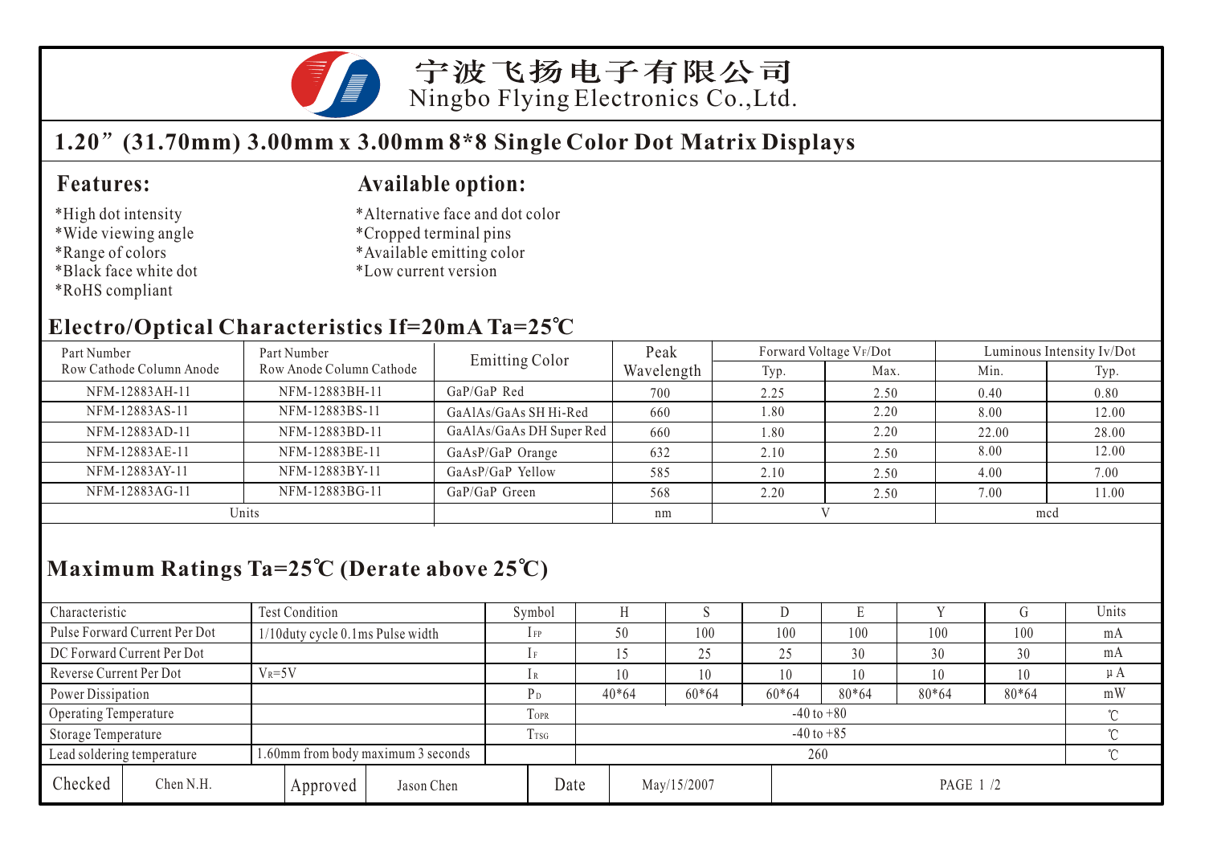# 宁波飞扬电子有限公司
Ningbo Flying Electronics Co.,Ltd.

## 1.20”(31.70mm) 3.00mm x 3.00mm 8*8 Single Color Dot Matrix Displays

### Features:

*High dot intensity
*Wide viewing angle
*Range of colors
*Black face white dot
*RoHS compliant

### Available option:

*Alternative face and dot color
*Cropped terminal pins
*Available emitting color
*Low current version

## Electro/Optical Characteristics If=20mA Ta=25℃

| Part Number Row Cathode Column Anode | Part Number Row Anode Column Cathode | Emitting Color | Peak Wavelength | Forward Voltage $V_F$/Dot | | Luminous Intensity Iv/Dot | |
|---|---|---|---|---|---|---|---|
| | | | | Typ. | Max. | Min. | Typ. |
| NFM-12883AH-11 | NFM-12883BH-11 | GaP/GaP Red | 700 | 2.25 | 2.50 | 0.40 | 0.80 |
| NFM-12883AS-11 | NFM-12883BS-11 | GaAlAs/GaAs SH Hi-Red | 660 | 1.80 | 2.20 | 8.00 | 12.00 |
| NFM-12883AD-11 | NFM-12883BD-11 | GaAlAs/GaAs DH Super Red | 660 | 1.80 | 2.20 | 22.00 | 28.00 |
| NFM-12883AE-11 | NFM-12883BE-11 | GaAsP/GaP Orange | 632 | 2.10 | 2.50 | 8.00 | 12.00 |
| NFM-12883AY-11 | NFM-12883BY-11 | GaAsP/GaP Yellow | 585 | 2.10 | 2.50 | 4.00 | 7.00 |
| NFM-12883AG-11 | NFM-12883BG-11 | GaP/GaP Green | 568 | 2.20 | 2.50 | 7.00 | 11.00 |
| Units | | | nm | V | | mcd | |

## Maximum Ratings Ta=25℃ (Derate above 25℃)

| Characteristic | Test Condition | Symbol | H | S | D | E | Y | G | Units |
|---|---|---|---|---|---|---|---|---|---|
| Pulse Forward Current Per Dot | 1/10duty cycle 0.1ms Pulse width | $I_{FP}$ | 50 | 100 | 100 | 100 | 100 | 100 | mA |
| DC Forward Current Per Dot | | $I_F$ | 15 | 25 | 25 | 30 | 30 | 30 | mA |
| Reverse Current Per Dot | $V_R$=5V | $I_R$ | 10 | 10 | 10 | 10 | 10 | 10 | μA |
| Power Dissipation | | $P_D$ | 40*64 | 60*64 | 60*64 | 80*64 | 80*64 | 80*64 | mW |
| Operating Temperature | | $T_{OPR}$ | -40 to +80 | | | | | | ℃ |
| Storage Temperature | | $T_{TSG}$ | -40 to +85 | | | | | | ℃ |
| Lead soldering temperature | 1.60mm from body maximum 3 seconds | | 260 | | | | | | ℃ |

| Checked | Chen N.H. | Approved | Jason Chen | Date | May/15/2007 |
|---|---|---|---|---|---|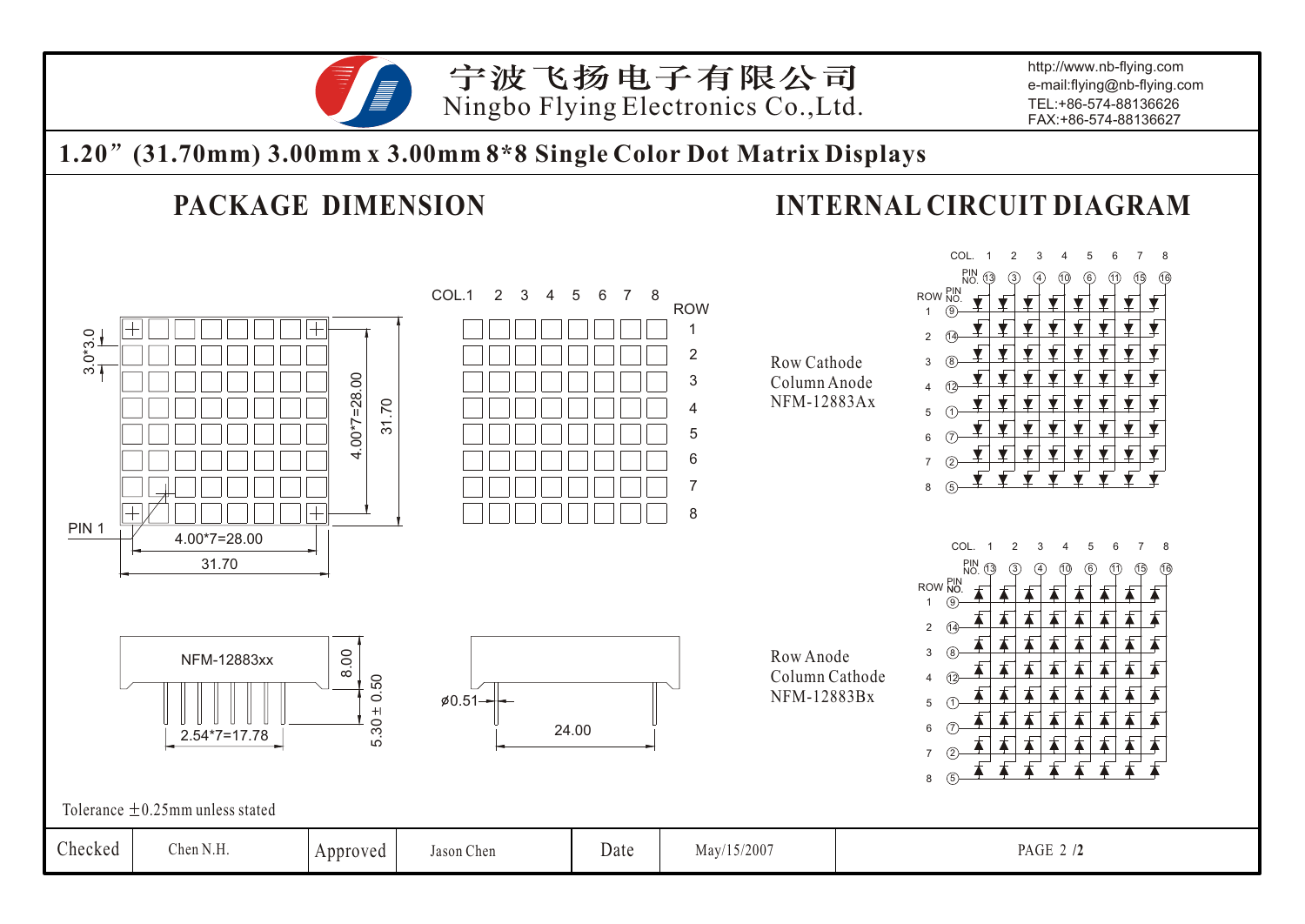宁波飞扬电子有限公司
Ningbo Flying Electronics Co.,Ltd.

http://www.nb-flying.com
e-mail:flying@nb-flying.com
TEL:+86-574-88136626
FAX:+86-574-88136627

# 1.20”(31.70mm) 3.00mm x 3.00mm 8*8 Single Color Dot Matrix Displays

## PACKAGE DIMENSION

3.0*3.0
4.00*7=28.00
31.70
PIN 1
4.00*7=28.00
31.70

COL.1 2 3 4 5 6 7 8
ROW
1
2
3
4
5
6
7
8

NFM-12883xx
8.00
5.30 ± 0.50
2.54*7=17.78
ø0.51
24.00

Tolerance ±0.25mm unless stated

## INTERNAL CIRCUIT DIAGRAM

Row Cathode
Column Anode
NFM-12883Ax

COL. 1 2 3 4 5 6 7 8
PIN NO. 13 3 4 10 6 11 15 16
ROW PIN NO.
1 9
2 14
3 8
4 12
5 1
6 7
7 2
8 5

Row Anode
Column Cathode
NFM-12883Bx

COL. 1 2 3 4 5 6 7 8
PIN NO. 13 3 4 10 6 11 15 16
ROW PIN NO.
1 9
2 14
3 8
4 12
5 1
6 7
7 2
8 5

| Checked | Chen N.H. | Approved | Jason Chen | Date | May/15/2007 | PAGE 2 /2 |
|---|---|---|---|---|---|---|